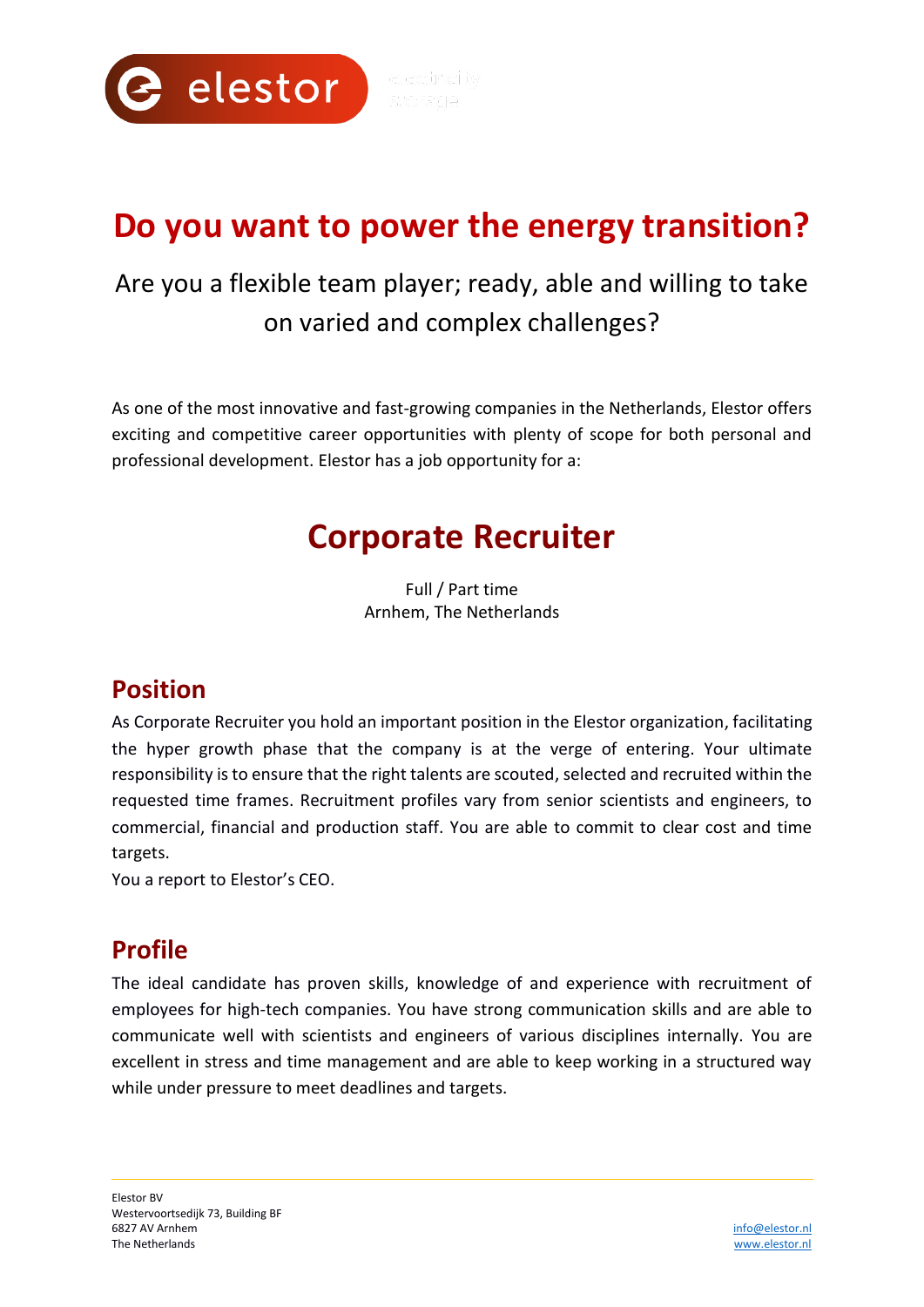# Do you want to power the energy transition?

Are you a flexible team player; ready, able and willing to take on varied and complex challenges?

As one of the most innovative and fast-growing companies in the Netherlands, Elestor offers exciting and competitive career opportunities with plenty of scope for both personal and professional development. Elestor has a job opportunity for a:

# Corporate Recruiter

Full / Part time
Arnhem, The Netherlands

## Position

As Corporate Recruiter you hold an important position in the Elestor organization, facilitating the hyper growth phase that the company is at the verge of entering. Your ultimate responsibility is to ensure that the right talents are scouted, selected and recruited within the requested time frames. Recruitment profiles vary from senior scientists and engineers, to commercial, financial and production staff. You are able to commit to clear cost and time targets.
You a report to Elestor's CEO.

## Profile

The ideal candidate has proven skills, knowledge of and experience with recruitment of employees for high-tech companies. You have strong communication skills and are able to communicate well with scientists and engineers of various disciplines internally. You are excellent in stress and time management and are able to keep working in a structured way while under pressure to meet deadlines and targets.

Elestor BV
Westervoortsedijk 73, Building BF
6827 AV Arnhem
The Netherlands

info@elestor.nl
www.elestor.nl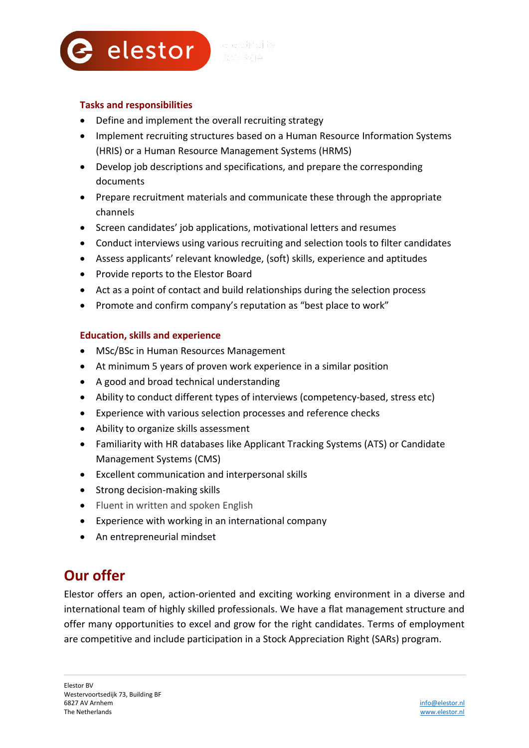### Tasks and responsibilities

- Define and implement the overall recruiting strategy
- Implement recruiting structures based on a Human Resource Information Systems (HRIS) or a Human Resource Management Systems (HRMS)
- Develop job descriptions and specifications, and prepare the corresponding documents
- Prepare recruitment materials and communicate these through the appropriate channels
- Screen candidates' job applications, motivational letters and resumes
- Conduct interviews using various recruiting and selection tools to filter candidates
- Assess applicants' relevant knowledge, (soft) skills, experience and aptitudes
- Provide reports to the Elestor Board
- Act as a point of contact and build relationships during the selection process
- Promote and confirm company's reputation as "best place to work"

### Education, skills and experience

- MSc/BSc in Human Resources Management
- At minimum 5 years of proven work experience in a similar position
- A good and broad technical understanding
- Ability to conduct different types of interviews (competency-based, stress etc)
- Experience with various selection processes and reference checks
- Ability to organize skills assessment
- Familiarity with HR databases like Applicant Tracking Systems (ATS) or Candidate Management Systems (CMS)
- Excellent communication and interpersonal skills
- Strong decision-making skills
- Fluent in written and spoken English
- Experience with working in an international company
- An entrepreneurial mindset

## Our offer

Elestor offers an open, action-oriented and exciting working environment in a diverse and international team of highly skilled professionals. We have a flat management structure and offer many opportunities to excel and grow for the right candidates. Terms of employment are competitive and include participation in a Stock Appreciation Right (SARs) program.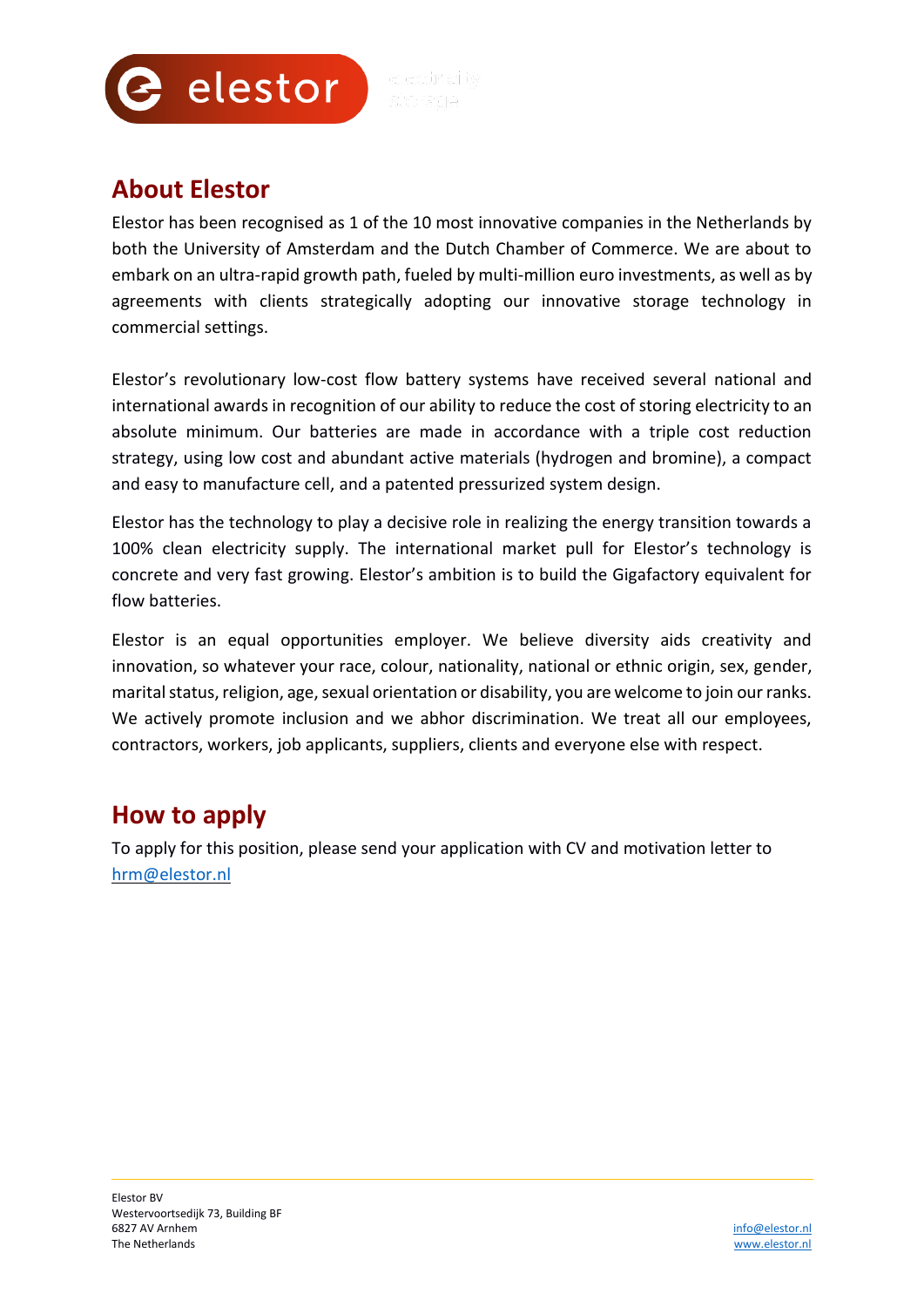## About Elestor

Elestor has been recognised as 1 of the 10 most innovative companies in the Netherlands by both the University of Amsterdam and the Dutch Chamber of Commerce. We are about to embark on an ultra-rapid growth path, fueled by multi-million euro investments, as well as by agreements with clients strategically adopting our innovative storage technology in commercial settings.

Elestor's revolutionary low-cost flow battery systems have received several national and international awards in recognition of our ability to reduce the cost of storing electricity to an absolute minimum. Our batteries are made in accordance with a triple cost reduction strategy, using low cost and abundant active materials (hydrogen and bromine), a compact and easy to manufacture cell, and a patented pressurized system design.

Elestor has the technology to play a decisive role in realizing the energy transition towards a 100% clean electricity supply. The international market pull for Elestor's technology is concrete and very fast growing. Elestor's ambition is to build the Gigafactory equivalent for flow batteries.

Elestor is an equal opportunities employer. We believe diversity aids creativity and innovation, so whatever your race, colour, nationality, national or ethnic origin, sex, gender, marital status, religion, age, sexual orientation or disability, you are welcome to join our ranks. We actively promote inclusion and we abhor discrimination. We treat all our employees, contractors, workers, job applicants, suppliers, clients and everyone else with respect.

## How to apply

To apply for this position, please send your application with CV and motivation letter to hrm@elestor.nl

Elestor BV
Westervoortsedijk 73, Building BF
6827 AV Arnhem
The Netherlands

info@elestor.nl
www.elestor.nl